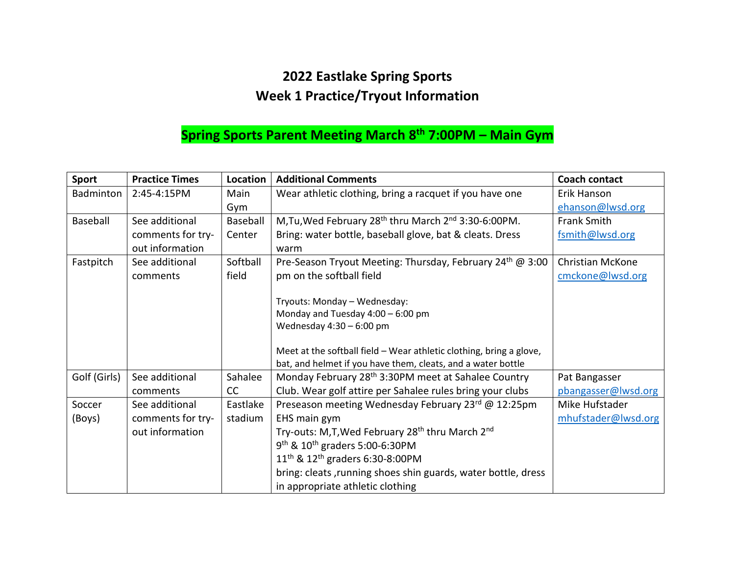# 2022 Eastlake Spring Sports
# Week 1 Practice/Tryout Information

## Spring Sports Parent Meeting March 8th 7:00PM – Main Gym

| Sport | Practice Times | Location | Additional Comments | Coach contact |
|---|---|---|---|---|
| Badminton | 2:45-4:15PM | Main Gym | Wear athletic clothing, bring a racquet if you have one | Erik Hanson ehanson@lwsd.org |
| Baseball | See additional comments for try-out information | Baseball Center | M,Tu,Wed February 28th thru March 2nd 3:30-6:00PM. Bring: water bottle, baseball glove, bat & cleats. Dress warm | Frank Smith fsmith@lwsd.org |
| Fastpitch | See additional comments | Softball field | Pre-Season Tryout Meeting: Thursday, February 24th @ 3:00 pm on the softball field<br><br>Tryouts: Monday – Wednesday:<br>Monday and Tuesday 4:00 – 6:00 pm<br>Wednesday 4:30 – 6:00 pm<br><br>Meet at the softball field – Wear athletic clothing, bring a glove, bat, and helmet if you have them, cleats, and a water bottle | Christian McKone cmckone@lwsd.org |
| Golf (Girls) | See additional comments | Sahalee CC | Monday February 28th 3:30PM meet at Sahalee Country Club. Wear golf attire per Sahalee rules bring your clubs | Pat Bangasser pbangasser@lwsd.org |
| Soccer (Boys) | See additional comments for try-out information | Eastlake stadium | Preseason meeting Wednesday February 23rd @ 12:25pm EHS main gym<br>Try-outs: M,T,Wed February 28th thru March 2nd<br>9th & 10th graders 5:00-6:30PM<br>11th & 12th graders 6:30-8:00PM<br>bring: cleats ,running shoes shin guards, water bottle, dress in appropriate athletic clothing | Mike Hufstader mhufstader@lwsd.org |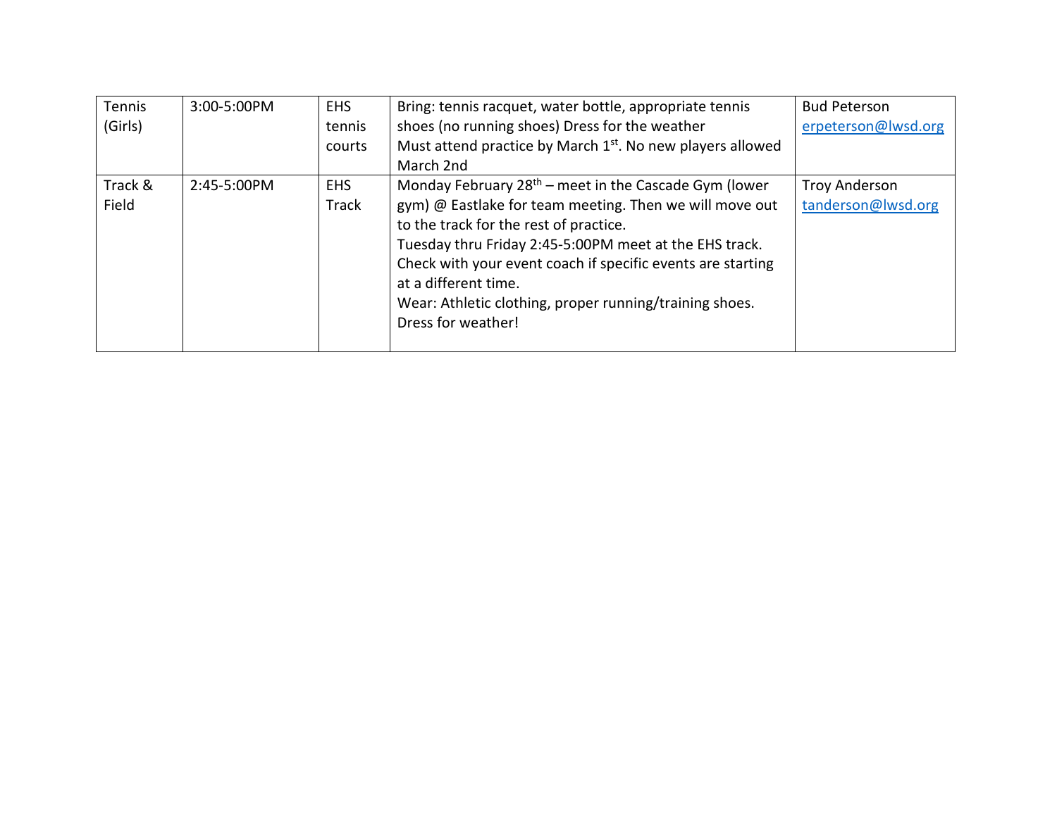| | | | | |
|---|---|---|---|---|
| Tennis (Girls) | 3:00-5:00PM | EHS tennis courts | Bring: tennis racquet, water bottle, appropriate tennis shoes (no running shoes) Dress for the weather<br>Must attend practice by March 1st. No new players allowed March 2nd | Bud Peterson<br>erpeterson@lwsd.org |
| Track & Field | 2:45-5:00PM | EHS Track | Monday February 28th – meet in the Cascade Gym (lower gym) @ Eastlake for team meeting. Then we will move out to the track for the rest of practice.<br>Tuesday thru Friday 2:45-5:00PM meet at the EHS track. Check with your event coach if specific events are starting at a different time.<br>Wear: Athletic clothing, proper running/training shoes. Dress for weather! | Troy Anderson<br>tanderson@lwsd.org |